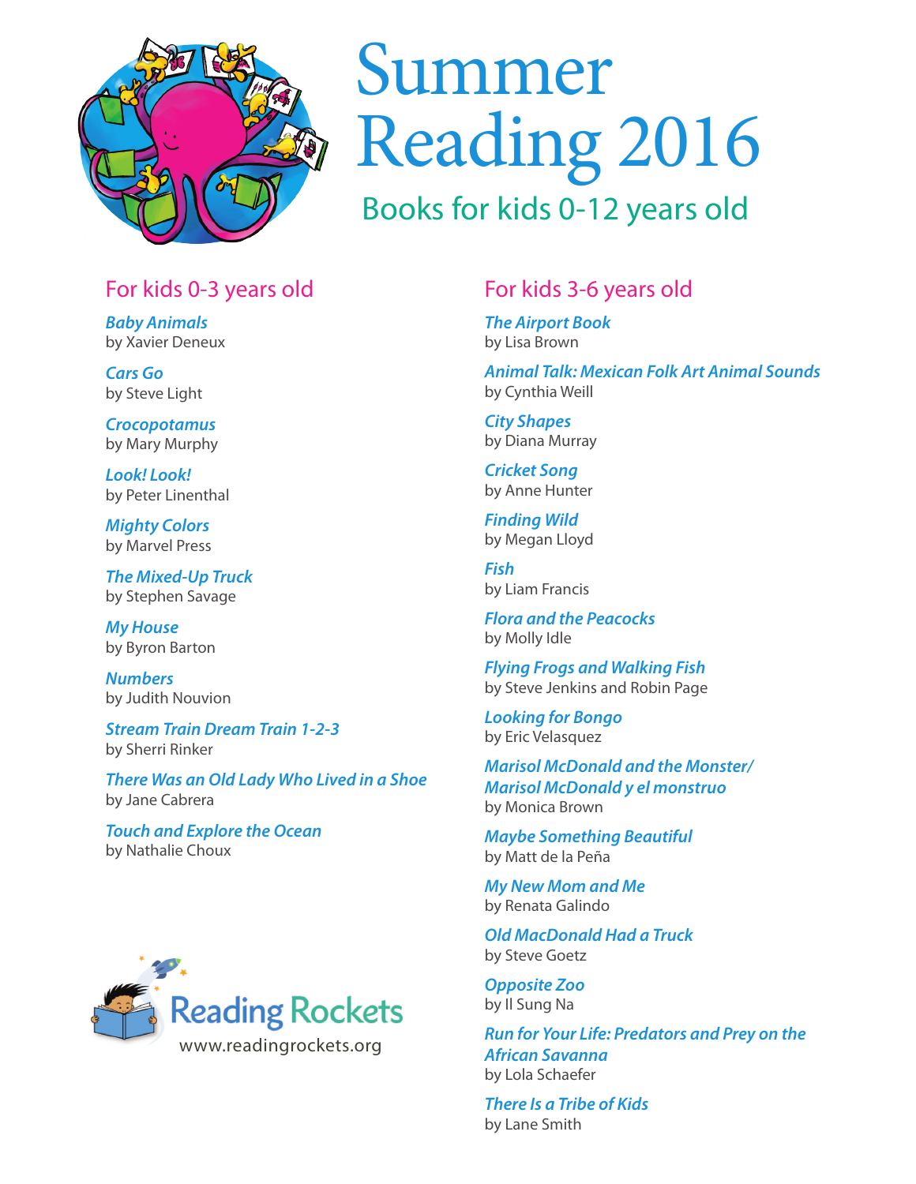# Summer Reading 2016

## Books for kids 0-12 years old

### For kids 0-3 years old

***Baby Animals***
by Xavier Deneux

***Cars Go***
by Steve Light

***Crocopotamus***
by Mary Murphy

***Look! Look!***
by Peter Linenthal

***Mighty Colors***
by Marvel Press

***The Mixed-Up Truck***
by Stephen Savage

***My House***
by Byron Barton

***Numbers***
by Judith Nouvion

***Stream Train Dream Train 1-2-3***
by Sherri Rinker

***There Was an Old Lady Who Lived in a Shoe***
by Jane Cabrera

***Touch and Explore the Ocean***
by Nathalie Choux

### For kids 3-6 years old

***The Airport Book***
by Lisa Brown

***Animal Talk: Mexican Folk Art Animal Sounds***
by Cynthia Weill

***City Shapes***
by Diana Murray

***Cricket Song***
by Anne Hunter

***Finding Wild***
by Megan Lloyd

***Fish***
by Liam Francis

***Flora and the Peacocks***
by Molly Idle

***Flying Frogs and Walking Fish***
by Steve Jenkins and Robin Page

***Looking for Bongo***
by Eric Velasquez

***Marisol McDonald and the Monster/ Marisol McDonald y el monstruo***
by Monica Brown

***Maybe Something Beautiful***
by Matt de la Peña

***My New Mom and Me***
by Renata Galindo

***Old MacDonald Had a Truck***
by Steve Goetz

***Opposite Zoo***
by Il Sung Na

***Run for Your Life: Predators and Prey on the African Savanna***
by Lola Schaefer

***There Is a Tribe of Kids***
by Lane Smith

Reading Rockets
www.readingrockets.org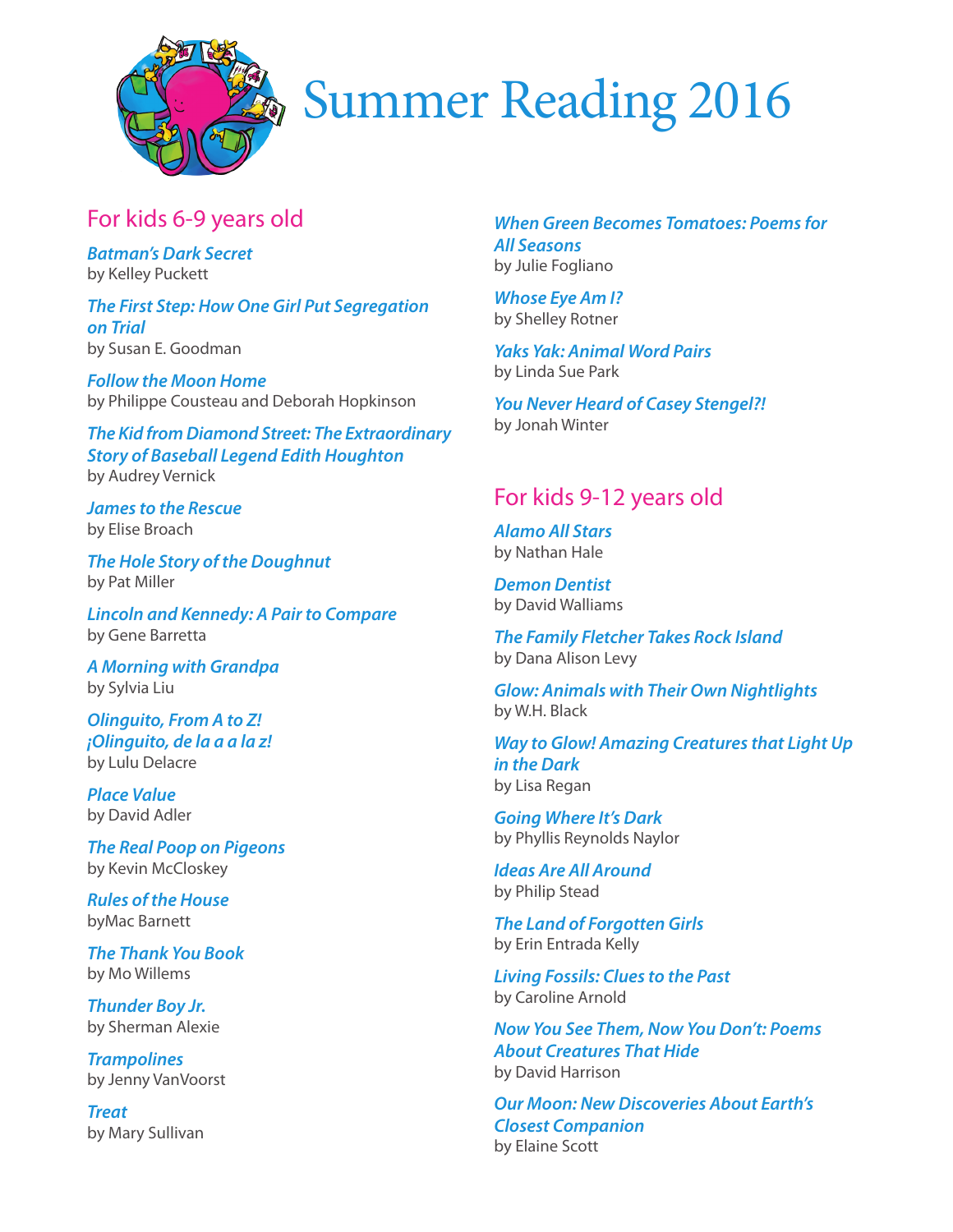# Summer Reading 2016

## For kids 6-9 years old

***Batman's Dark Secret***
by Kelley Puckett

***The First Step: How One Girl Put Segregation on Trial***
by Susan E. Goodman

***Follow the Moon Home***
by Philippe Cousteau and Deborah Hopkinson

***The Kid from Diamond Street: The Extraordinary Story of Baseball Legend Edith Houghton***
by Audrey Vernick

***James to the Rescue***
by Elise Broach

***The Hole Story of the Doughnut***
by Pat Miller

***Lincoln and Kennedy: A Pair to Compare***
by Gene Barretta

***A Morning with Grandpa***
by Sylvia Liu

***Olinguito, From A to Z! ¡Olinguito, de la a a la z!***
by Lulu Delacre

***Place Value***
by David Adler

***The Real Poop on Pigeons***
by Kevin McCloskey

***Rules of the House***
byMac Barnett

***The Thank You Book***
by Mo Willems

***Thunder Boy Jr.***
by Sherman Alexie

***Trampolines***
by Jenny VanVoorst

***Treat***
by Mary Sullivan

***When Green Becomes Tomatoes: Poems for All Seasons***
by Julie Fogliano

***Whose Eye Am I?***
by Shelley Rotner

***Yaks Yak: Animal Word Pairs***
by Linda Sue Park

***You Never Heard of Casey Stengel?!***
by Jonah Winter

## For kids 9-12 years old

***Alamo All Stars***
by Nathan Hale

***Demon Dentist***
by David Walliams

***The Family Fletcher Takes Rock Island***
by Dana Alison Levy

***Glow: Animals with Their Own Nightlights***
by W.H. Black

***Way to Glow! Amazing Creatures that Light Up in the Dark***
by Lisa Regan

***Going Where It's Dark***
by Phyllis Reynolds Naylor

***Ideas Are All Around***
by Philip Stead

***The Land of Forgotten Girls***
by Erin Entrada Kelly

***Living Fossils: Clues to the Past***
by Caroline Arnold

***Now You See Them, Now You Don't: Poems About Creatures That Hide***
by David Harrison

***Our Moon: New Discoveries About Earth's Closest Companion***
by Elaine Scott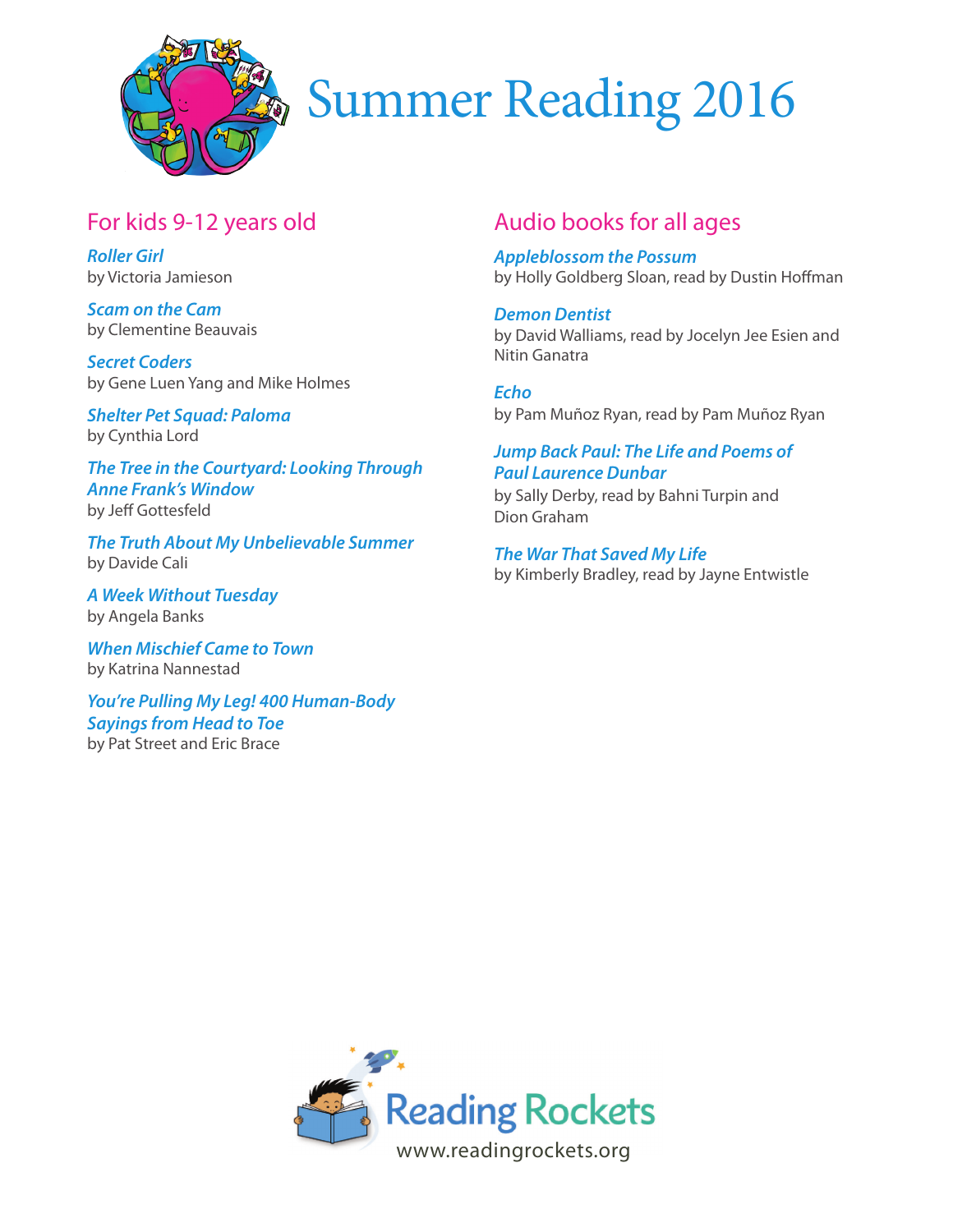# Summer Reading 2016

## For kids 9-12 years old

***Roller Girl***
by Victoria Jamieson

***Scam on the Cam***
by Clementine Beauvais

***Secret Coders***
by Gene Luen Yang and Mike Holmes

***Shelter Pet Squad: Paloma***
by Cynthia Lord

***The Tree in the Courtyard: Looking Through Anne Frank's Window***
by Jeff Gottesfeld

***The Truth About My Unbelievable Summer***
by Davide Cali

***A Week Without Tuesday***
by Angela Banks

***When Mischief Came to Town***
by Katrina Nannestad

***You're Pulling My Leg! 400 Human-Body Sayings from Head to Toe***
by Pat Street and Eric Brace

## Audio books for all ages

***Appleblossom the Possum***
by Holly Goldberg Sloan, read by Dustin Hoffman

***Demon Dentist***
by David Walliams, read by Jocelyn Jee Esien and Nitin Ganatra

***Echo***
by Pam Muñoz Ryan, read by Pam Muñoz Ryan

***Jump Back Paul: The Life and Poems of Paul Laurence Dunbar***
by Sally Derby, read by Bahni Turpin and Dion Graham

***The War That Saved My Life***
by Kimberly Bradley, read by Jayne Entwistle

Reading Rockets
www.readingrockets.org